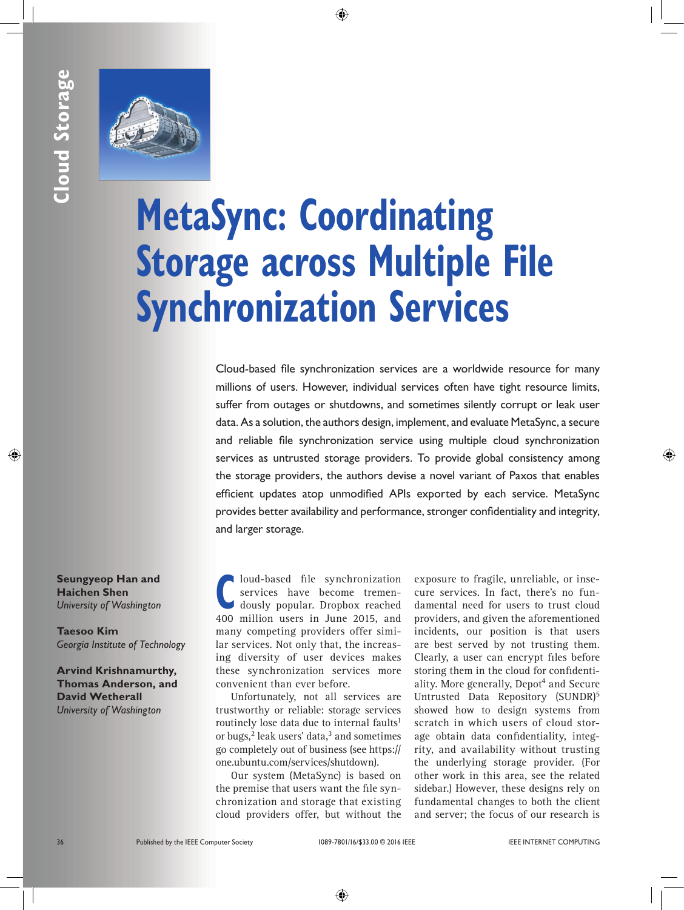# MetaSync: Coordinating Storage across Multiple File Synchronization Services

Cloud-based file synchronization services are a worldwide resource for many millions of users. However, individual services often have tight resource limits, suffer from outages or shutdowns, and sometimes silently corrupt or leak user data. As a solution, the authors design, implement, and evaluate MetaSync, a secure and reliable file synchronization service using multiple cloud synchronization services as untrusted storage providers. To provide global consistency among the storage providers, the authors devise a novel variant of Paxos that enables efficient updates atop unmodified APIs exported by each service. MetaSync provides better availability and performance, stronger confidentiality and integrity, and larger storage.

**Seungyeop Han and Haichen Shen**
*University of Washington*

**Taesoo Kim**
*Georgia Institute of Technology*

**Arvind Krishnamurthy, Thomas Anderson, and David Wetherall**
*University of Washington*

Cloud-based file synchronization services have become tremendously popular. Dropbox reached 400 million users in June 2015, and many competing providers offer similar services. Not only that, the increasing diversity of user devices makes these synchronization services more convenient than ever before.

Unfortunately, not all services are trustworthy or reliable: storage services routinely lose data due to internal faults[1] or bugs,[2] leak users' data,[3] and sometimes go completely out of business (see https://one.ubuntu.com/services/shutdown).

Our system (MetaSync) is based on the premise that users want the file synchronization and storage that existing cloud providers offer, but without the exposure to fragile, unreliable, or insecure services. In fact, there's no fundamental need for users to trust cloud providers, and given the aforementioned incidents, our position is that users are best served by not trusting them. Clearly, a user can encrypt files before storing them in the cloud for confidentiality. More generally, Depot[4] and Secure Untrusted Data Repository (SUNDR)[5] showed how to design systems from scratch in which users of cloud storage obtain data confidentiality, integrity, and availability without trusting the underlying storage provider. (For other work in this area, see the related sidebar.) However, these designs rely on fundamental changes to both the client and server; the focus of our research is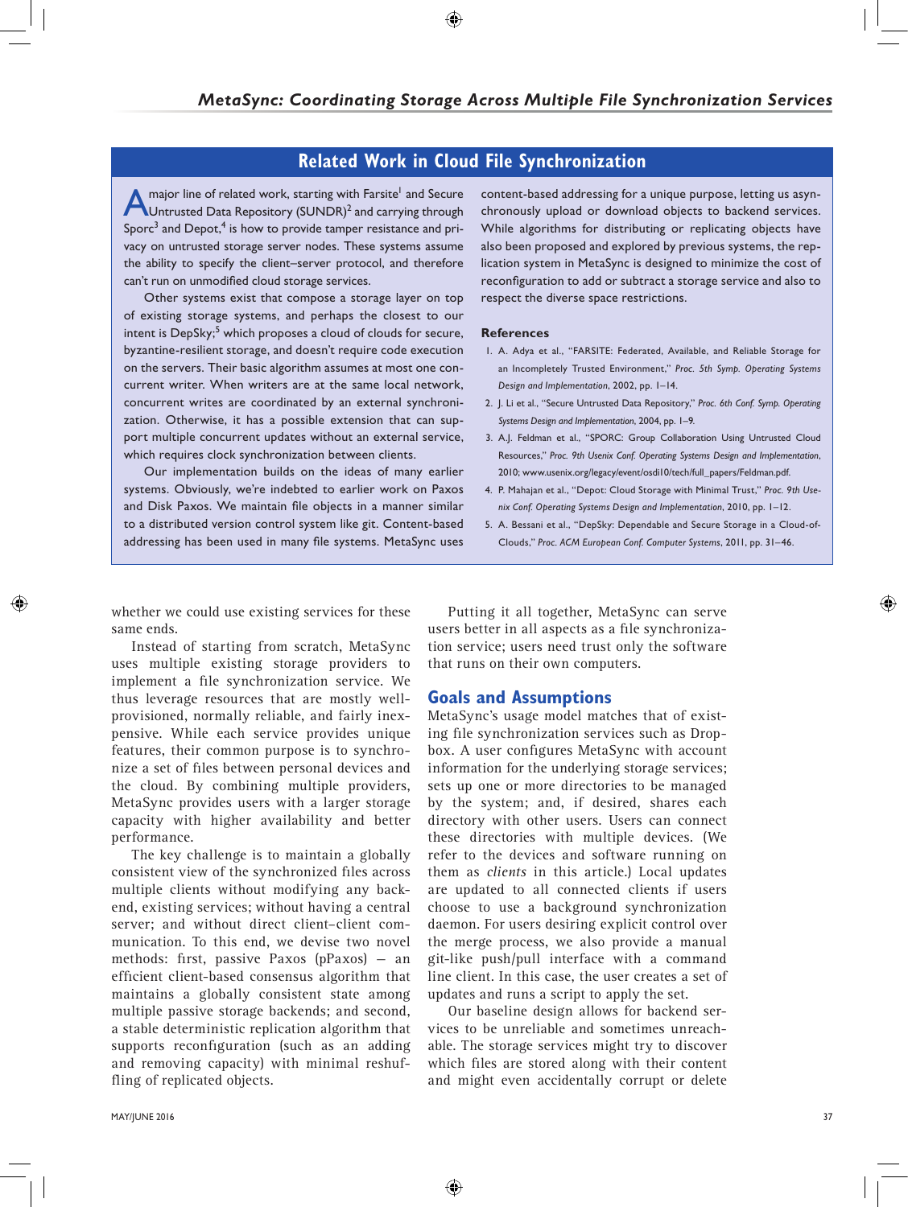## Related Work in Cloud File Synchronization

A major line of related work, starting with Farsite[1] and Secure Untrusted Data Repository (SUNDR)[2] and carrying through Sporc[3] and Depot,[4] is how to provide tamper resistance and privacy on untrusted storage server nodes. These systems assume the ability to specify the client–server protocol, and therefore can't run on unmodified cloud storage services.

Other systems exist that compose a storage layer on top of existing storage systems, and perhaps the closest to our intent is DepSky;[5] which proposes a cloud of clouds for secure, byzantine-resilient storage, and doesn't require code execution on the servers. Their basic algorithm assumes at most one concurrent writer. When writers are at the same local network, concurrent writes are coordinated by an external synchronization. Otherwise, it has a possible extension that can support multiple concurrent updates without an external service, which requires clock synchronization between clients.

Our implementation builds on the ideas of many earlier systems. Obviously, we're indebted to earlier work on Paxos and Disk Paxos. We maintain file objects in a manner similar to a distributed version control system like git. Content-based addressing has been used in many file systems. MetaSync uses content-based addressing for a unique purpose, letting us asynchronously upload or download objects to backend services. While algorithms for distributing or replicating objects have also been proposed and explored by previous systems, the replication system in MetaSync is designed to minimize the cost of reconfiguration to add or subtract a storage service and also to respect the diverse space restrictions.

### References

1. A. Adya et al., "FARSITE: Federated, Available, and Reliable Storage for an Incompletely Trusted Environment," *Proc. 5th Symp. Operating Systems Design and Implementation*, 2002, pp. 1–14.
2. J. Li et al., "Secure Untrusted Data Repository," *Proc. 6th Conf. Symp. Operating Systems Design and Implementation*, 2004, pp. 1–9.
3. A.J. Feldman et al., "SPORC: Group Collaboration Using Untrusted Cloud Resources," *Proc. 9th Usenix Conf. Operating Systems Design and Implementation*, 2010; www.usenix.org/legacy/event/osdi10/tech/full_papers/Feldman.pdf.
4. P. Mahajan et al., "Depot: Cloud Storage with Minimal Trust," *Proc. 9th Usenix Conf. Operating Systems Design and Implementation*, 2010, pp. 1–12.
5. A. Bessani et al., "DepSky: Dependable and Secure Storage in a Cloud-of-Clouds," *Proc. ACM European Conf. Computer Systems*, 2011, pp. 31–46.

---

whether we could use existing services for these same ends.

Instead of starting from scratch, MetaSync uses multiple existing storage providers to implement a file synchronization service. We thus leverage resources that are mostly well-provisioned, normally reliable, and fairly inexpensive. While each service provides unique features, their common purpose is to synchronize a set of files between personal devices and the cloud. By combining multiple providers, MetaSync provides users with a larger storage capacity with higher availability and better performance.

The key challenge is to maintain a globally consistent view of the synchronized files across multiple clients without modifying any backend, existing services; without having a central server; and without direct client–client communication. To this end, we devise two novel methods: first, passive Paxos (pPaxos) — an efficient client-based consensus algorithm that maintains a globally consistent state among multiple passive storage backends; and second, a stable deterministic replication algorithm that supports reconfiguration (such as an adding and removing capacity) with minimal reshuffling of replicated objects.

Putting it all together, MetaSync can serve users better in all aspects as a file synchronization service; users need trust only the software that runs on their own computers.

## Goals and Assumptions

MetaSync's usage model matches that of existing file synchronization services such as Dropbox. A user configures MetaSync with account information for the underlying storage services; sets up one or more directories to be managed by the system; and, if desired, shares each directory with other users. Users can connect these directories with multiple devices. (We refer to the devices and software running on them as *clients* in this article.) Local updates are updated to all connected clients if users choose to use a background synchronization daemon. For users desiring explicit control over the merge process, we also provide a manual git-like push/pull interface with a command line client. In this case, the user creates a set of updates and runs a script to apply the set.

Our baseline design allows for backend services to be unreliable and sometimes unreachable. The storage services might try to discover which files are stored along with their content and might even accidentally corrupt or delete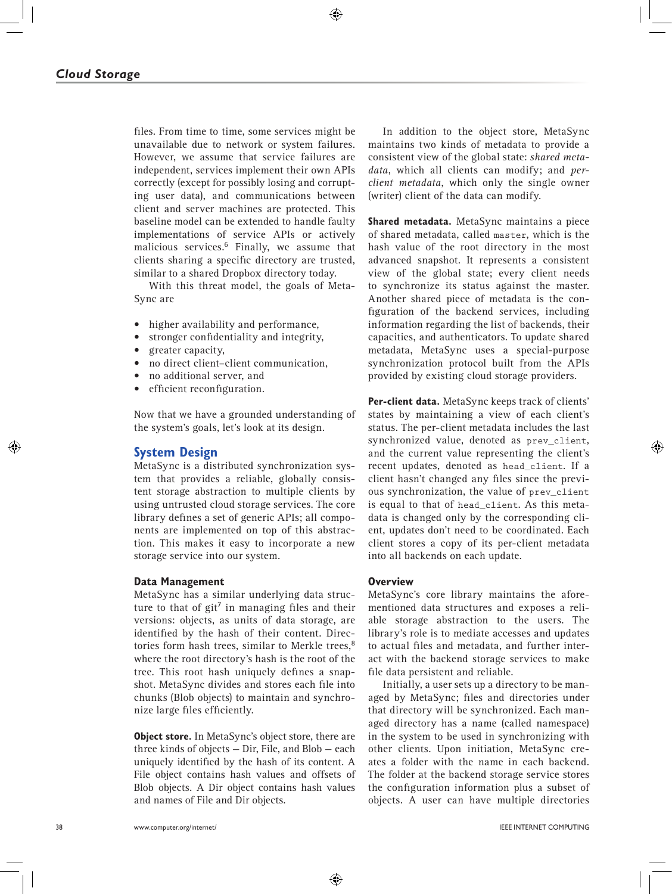files. From time to time, some services might be unavailable due to network or system failures. However, we assume that service failures are independent, services implement their own APIs correctly (except for possibly losing and corrupting user data), and communications between client and server machines are protected. This baseline model can be extended to handle faulty implementations of service APIs or actively malicious services.[6] Finally, we assume that clients sharing a specific directory are trusted, similar to a shared Dropbox directory today.

With this threat model, the goals of MetaSync are

- higher availability and performance,
- stronger confidentiality and integrity,
- greater capacity,
- no direct client–client communication,
- no additional server, and
- efficient reconfiguration.

Now that we have a grounded understanding of the system's goals, let's look at its design.

## System Design

MetaSync is a distributed synchronization system that provides a reliable, globally consistent storage abstraction to multiple clients by using untrusted cloud storage services. The core library defines a set of generic APIs; all components are implemented on top of this abstraction. This makes it easy to incorporate a new storage service into our system.

### Data Management

MetaSync has a similar underlying data structure to that of git[7] in managing files and their versions: objects, as units of data storage, are identified by the hash of their content. Directories form hash trees, similar to Merkle trees,[8] where the root directory's hash is the root of the tree. This root hash uniquely defines a snapshot. MetaSync divides and stores each file into chunks (Blob objects) to maintain and synchronize large files efficiently.

**Object store.** In MetaSync's object store, there are three kinds of objects — Dir, File, and Blob — each uniquely identified by the hash of its content. A File object contains hash values and offsets of Blob objects. A Dir object contains hash values and names of File and Dir objects.

In addition to the object store, MetaSync maintains two kinds of metadata to provide a consistent view of the global state: *shared metadata*, which all clients can modify; and *per-client metadata*, which only the single owner (writer) client of the data can modify.

**Shared metadata.** MetaSync maintains a piece of shared metadata, called `master`, which is the hash value of the root directory in the most advanced snapshot. It represents a consistent view of the global state; every client needs to synchronize its status against the master. Another shared piece of metadata is the configuration of the backend services, including information regarding the list of backends, their capacities, and authenticators. To update shared metadata, MetaSync uses a special-purpose synchronization protocol built from the APIs provided by existing cloud storage providers.

**Per-client data.** MetaSync keeps track of clients' states by maintaining a view of each client's status. The per-client metadata includes the last synchronized value, denoted as `prev_client`, and the current value representing the client's recent updates, denoted as `head_client`. If a client hasn't changed any files since the previous synchronization, the value of `prev_client` is equal to that of `head_client`. As this metadata is changed only by the corresponding client, updates don't need to be coordinated. Each client stores a copy of its per-client metadata into all backends on each update.

### Overview

MetaSync's core library maintains the aforementioned data structures and exposes a reliable storage abstraction to the users. The library's role is to mediate accesses and updates to actual files and metadata, and further interact with the backend storage services to make file data persistent and reliable.

Initially, a user sets up a directory to be managed by MetaSync; files and directories under that directory will be synchronized. Each managed directory has a name (called namespace) in the system to be used in synchronizing with other clients. Upon initiation, MetaSync creates a folder with the name in each backend. The folder at the backend storage service stores the configuration information plus a subset of objects. A user can have multiple directories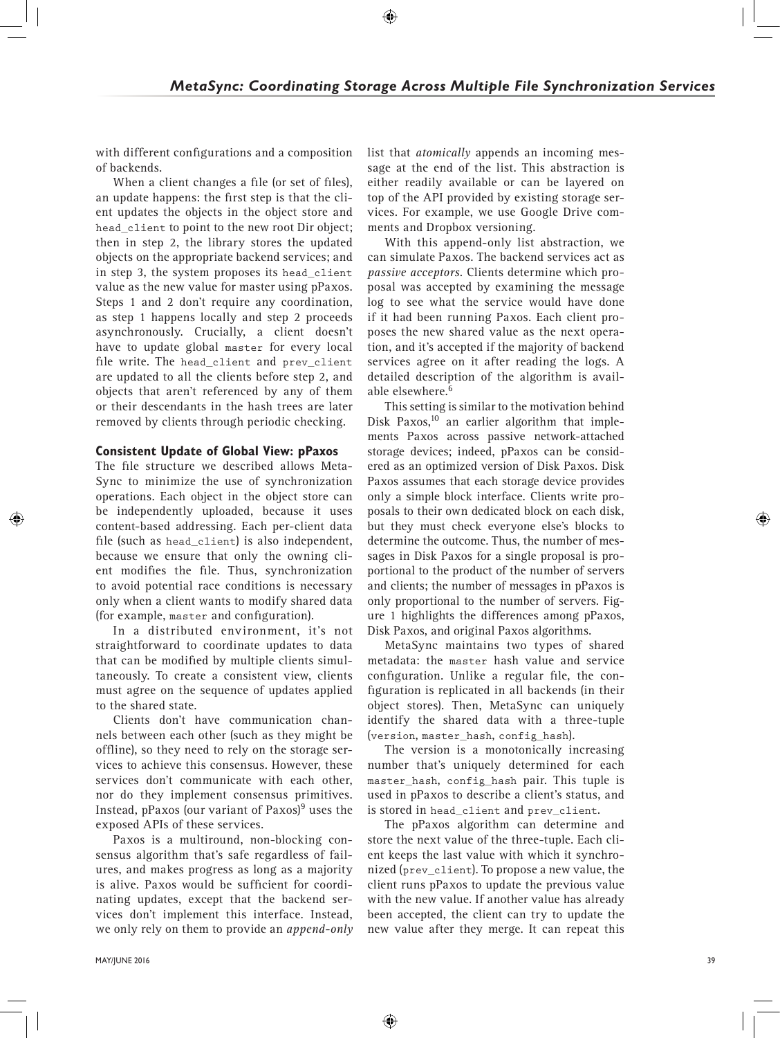with different configurations and a composition of backends.

When a client changes a file (or set of files), an update happens: the first step is that the client updates the objects in the object store and `head_client` to point to the new root Dir object; then in step 2, the library stores the updated objects on the appropriate backend services; and in step 3, the system proposes its `head_client` value as the new value for master using pPaxos. Steps 1 and 2 don't require any coordination, as step 1 happens locally and step 2 proceeds asynchronously. Crucially, a client doesn't have to update global `master` for every local file write. The `head_client` and `prev_client` are updated to all the clients before step 2, and objects that aren't referenced by any of them or their descendants in the hash trees are later removed by clients through periodic checking.

### Consistent Update of Global View: pPaxos

The file structure we described allows MetaSync to minimize the use of synchronization operations. Each object in the object store can be independently uploaded, because it uses content-based addressing. Each per-client data file (such as `head_client`) is also independent, because we ensure that only the owning client modifies the file. Thus, synchronization to avoid potential race conditions is necessary only when a client wants to modify shared data (for example, `master` and configuration).

In a distributed environment, it's not straightforward to coordinate updates to data that can be modified by multiple clients simultaneously. To create a consistent view, clients must agree on the sequence of updates applied to the shared state.

Clients don't have communication channels between each other (such as they might be offline), so they need to rely on the storage services to achieve this consensus. However, these services don't communicate with each other, nor do they implement consensus primitives. Instead, pPaxos (our variant of Paxos)[9] uses the exposed APIs of these services.

Paxos is a multiround, non-blocking consensus algorithm that's safe regardless of failures, and makes progress as long as a majority is alive. Paxos would be sufficient for coordinating updates, except that the backend services don't implement this interface. Instead, we only rely on them to provide an *append-only* list that *atomically* appends an incoming message at the end of the list. This abstraction is either readily available or can be layered on top of the API provided by existing storage services. For example, we use Google Drive comments and Dropbox versioning.

With this append-only list abstraction, we can simulate Paxos. The backend services act as *passive acceptors*. Clients determine which proposal was accepted by examining the message log to see what the service would have done if it had been running Paxos. Each client proposes the new shared value as the next operation, and it's accepted if the majority of backend services agree on it after reading the logs. A detailed description of the algorithm is available elsewhere.[6]

This setting is similar to the motivation behind Disk Paxos,[10] an earlier algorithm that implements Paxos across passive network-attached storage devices; indeed, pPaxos can be considered as an optimized version of Disk Paxos. Disk Paxos assumes that each storage device provides only a simple block interface. Clients write proposals to their own dedicated block on each disk, but they must check everyone else's blocks to determine the outcome. Thus, the number of messages in Disk Paxos for a single proposal is proportional to the product of the number of servers and clients; the number of messages in pPaxos is only proportional to the number of servers. Figure 1 highlights the differences among pPaxos, Disk Paxos, and original Paxos algorithms.

MetaSync maintains two types of shared metadata: the `master` hash value and service configuration. Unlike a regular file, the configuration is replicated in all backends (in their object stores). Then, MetaSync can uniquely identify the shared data with a three-tuple (`version`, `master_hash`, `config_hash`).

The version is a monotonically increasing number that's uniquely determined for each `master_hash`, `config_hash` pair. This tuple is used in pPaxos to describe a client's status, and is stored in `head_client` and `prev_client`.

The pPaxos algorithm can determine and store the next value of the three-tuple. Each client keeps the last value with which it synchronized (`prev_client`). To propose a new value, the client runs pPaxos to update the previous value with the new value. If another value has already been accepted, the client can try to update the new value after they merge. It can repeat this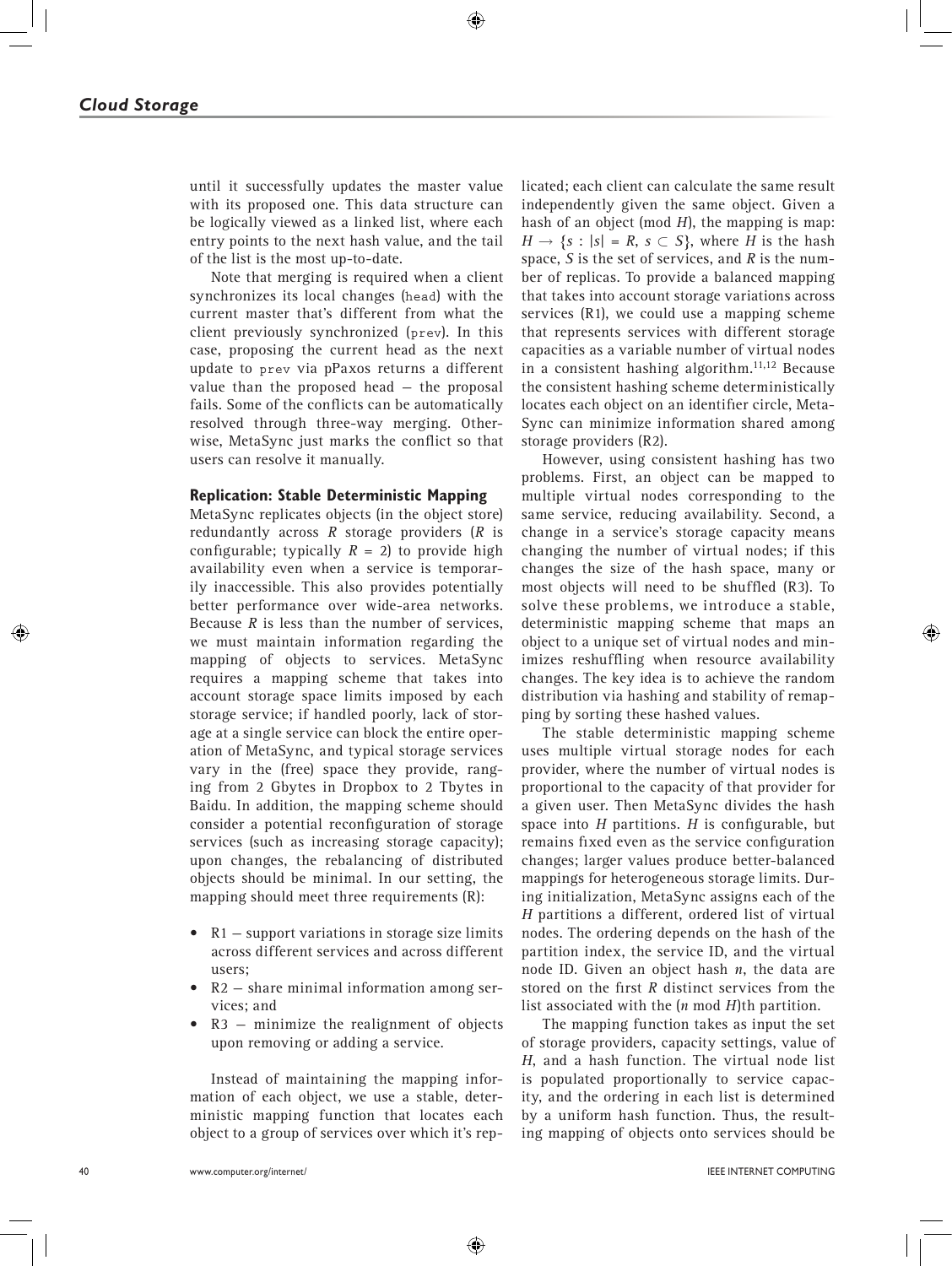until it successfully updates the master value with its proposed one. This data structure can be logically viewed as a linked list, where each entry points to the next hash value, and the tail of the list is the most up-to-date.

Note that merging is required when a client synchronizes its local changes (`head`) with the current master that's different from what the client previously synchronized (`prev`). In this case, proposing the current head as the next update to `prev` via pPaxos returns a different value than the proposed head — the proposal fails. Some of the conflicts can be automatically resolved through three-way merging. Otherwise, MetaSync just marks the conflict so that users can resolve it manually.

### Replication: Stable Deterministic Mapping

MetaSync replicates objects (in the object store) redundantly across $R$ storage providers ($R$ is configurable; typically $R = 2$) to provide high availability even when a service is temporarily inaccessible. This also provides potentially better performance over wide-area networks. Because $R$ is less than the number of services, we must maintain information regarding the mapping of objects to services. MetaSync requires a mapping scheme that takes into account storage space limits imposed by each storage service; if handled poorly, lack of storage at a single service can block the entire operation of MetaSync, and typical storage services vary in the (free) space they provide, ranging from 2 Gbytes in Dropbox to 2 Tbytes in Baidu. In addition, the mapping scheme should consider a potential reconfiguration of storage services (such as increasing storage capacity); upon changes, the rebalancing of distributed objects should be minimal. In our setting, the mapping should meet three requirements (R):

- R1 — support variations in storage size limits across different services and across different users;
- R2 — share minimal information among services; and
- R3 — minimize the realignment of objects upon removing or adding a service.

Instead of maintaining the mapping information of each object, we use a stable, deterministic mapping function that locates each object to a group of services over which it's replicated; each client can calculate the same result independently given the same object. Given a hash of an object (mod $H$), the mapping is map: $H \rightarrow \{s : |s| = R, s \subset S\}$, where $H$ is the hash space, $S$ is the set of services, and $R$ is the number of replicas. To provide a balanced mapping that takes into account storage variations across services (R1), we could use a mapping scheme that represents services with different storage capacities as a variable number of virtual nodes in a consistent hashing algorithm.[11,12] Because the consistent hashing scheme deterministically locates each object on an identifier circle, MetaSync can minimize information shared among storage providers (R2).

However, using consistent hashing has two problems. First, an object can be mapped to multiple virtual nodes corresponding to the same service, reducing availability. Second, a change in a service's storage capacity means changing the number of virtual nodes; if this changes the size of the hash space, many or most objects will need to be shuffled (R3). To solve these problems, we introduce a stable, deterministic mapping scheme that maps an object to a unique set of virtual nodes and minimizes reshuffling when resource availability changes. The key idea is to achieve the random distribution via hashing and stability of remapping by sorting these hashed values.

The stable deterministic mapping scheme uses multiple virtual storage nodes for each provider, where the number of virtual nodes is proportional to the capacity of that provider for a given user. Then MetaSync divides the hash space into $H$ partitions. $H$ is configurable, but remains fixed even as the service configuration changes; larger values produce better-balanced mappings for heterogeneous storage limits. During initialization, MetaSync assigns each of the $H$ partitions a different, ordered list of virtual nodes. The ordering depends on the hash of the partition index, the service ID, and the virtual node ID. Given an object hash $n$, the data are stored on the first $R$ distinct services from the list associated with the ($n$ mod $H$)th partition.

The mapping function takes as input the set of storage providers, capacity settings, value of $H$, and a hash function. The virtual node list is populated proportionally to service capacity, and the ordering in each list is determined by a uniform hash function. Thus, the resulting mapping of objects onto services should be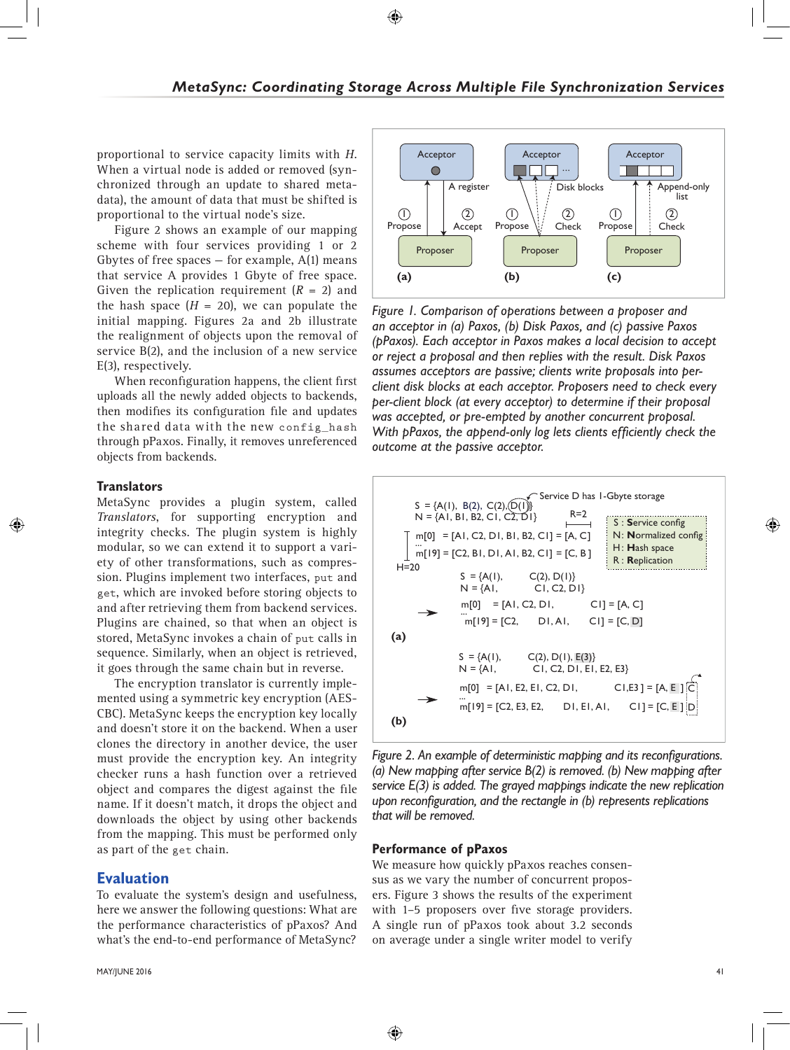proportional to service capacity limits with $H$. When a virtual node is added or removed (synchronized through an update to shared metadata), the amount of data that must be shifted is proportional to the virtual node's size.

Figure 2 shows an example of our mapping scheme with four services providing 1 or 2 Gbytes of free spaces — for example, A(1) means that service A provides 1 Gbyte of free space. Given the replication requirement ($R$ = 2) and the hash space ($H$ = 20), we can populate the initial mapping. Figures 2a and 2b illustrate the realignment of objects upon the removal of service B(2), and the inclusion of a new service E(3), respectively.

When reconfiguration happens, the client first uploads all the newly added objects to backends, then modifies its configuration file and updates the shared data with the new `config_hash` through pPaxos. Finally, it removes unreferenced objects from backends.

### Translators

MetaSync provides a plugin system, called *Translators*, for supporting encryption and integrity checks. The plugin system is highly modular, so we can extend it to support a variety of other transformations, such as compression. Plugins implement two interfaces, `put` and `get`, which are invoked before storing objects to and after retrieving them from backend services. Plugins are chained, so that when an object is stored, MetaSync invokes a chain of `put` calls in sequence. Similarly, when an object is retrieved, it goes through the same chain but in reverse.

The encryption translator is currently implemented using a symmetric key encryption (AES-CBC). MetaSync keeps the encryption key locally and doesn't store it on the backend. When a user clones the directory in another device, the user must provide the encryption key. An integrity checker runs a hash function over a retrieved object and compares the digest against the file name. If it doesn't match, it drops the object and downloads the object by using other backends from the mapping. This must be performed only as part of the `get` chain.

## Evaluation

To evaluate the system's design and usefulness, here we answer the following questions: What are the performance characteristics of pPaxos? And what's the end-to-end performance of MetaSync?

*Figure 1. Comparison of operations between a proposer and an acceptor in (a) Paxos, (b) Disk Paxos, and (c) passive Paxos (pPaxos). Each acceptor in Paxos makes a local decision to accept or reject a proposal and then replies with the result. Disk Paxos assumes acceptors are passive; clients write proposals into per-client disk blocks at each acceptor. Proposers need to check every per-client block (at every acceptor) to determine if their proposal was accepted, or pre-empted by another concurrent proposal. With pPaxos, the append-only log lets clients efficiently check the outcome at the passive acceptor.*

*Figure 2. An example of deterministic mapping and its reconfigurations. (a) New mapping after service B(2) is removed. (b) New mapping after service E(3) is added. The grayed mappings indicate the new replication upon reconfiguration, and the rectangle in (b) represents replications that will be removed.*

### Performance of pPaxos

We measure how quickly pPaxos reaches consensus as we vary the number of concurrent proposers. Figure 3 shows the results of the experiment with 1–5 proposers over five storage providers. A single run of pPaxos took about 3.2 seconds on average under a single writer model to verify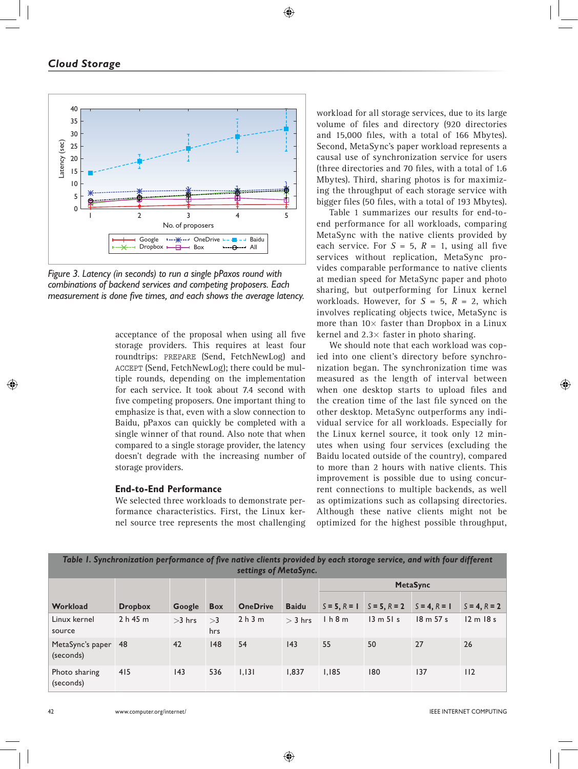*Figure 3. Latency (in seconds) to run a single pPaxos round with combinations of backend services and competing proposers. Each measurement is done five times, and each shows the average latency.*

acceptance of the proposal when using all five storage providers. This requires at least four roundtrips: PREPARE (Send, FetchNewLog) and ACCEPT (Send, FetchNewLog); there could be multiple rounds, depending on the implementation for each service. It took about 7.4 second with five competing proposers. One important thing to emphasize is that, even with a slow connection to Baidu, pPaxos can quickly be completed with a single winner of that round. Also note that when compared to a single storage provider, the latency doesn't degrade with the increasing number of storage providers.

### End-to-End Performance

We selected three workloads to demonstrate performance characteristics. First, the Linux kernel source tree represents the most challenging workload for all storage services, due to its large volume of files and directory (920 directories and 15,000 files, with a total of 166 Mbytes). Second, MetaSync's paper workload represents a causal use of synchronization service for users (three directories and 70 files, with a total of 1.6 Mbytes). Third, sharing photos is for maximizing the throughput of each storage service with bigger files (50 files, with a total of 193 Mbytes).

Table 1 summarizes our results for end-to-end performance for all workloads, comparing MetaSync with the native clients provided by each service. For $S = 5$, $R = 1$, using all five services without replication, MetaSync provides comparable performance to native clients at median speed for MetaSync paper and photo sharing, but outperforming for Linux kernel workloads. However, for $S = 5$, $R = 2$, which involves replicating objects twice, MetaSync is more than 10× faster than Dropbox in a Linux kernel and 2.3× faster in photo sharing.

We should note that each workload was copied into one client's directory before synchronization began. The synchronization time was measured as the length of interval between when one desktop starts to upload files and the creation time of the last file synced on the other desktop. MetaSync outperforms any individual service for all workloads. Especially for the Linux kernel source, it took only 12 minutes when using four services (excluding the Baidu located outside of the country), compared to more than 2 hours with native clients. This improvement is possible due to using concurrent connections to multiple backends, as well as optimizations such as collapsing directories. Although these native clients might not be optimized for the highest possible throughput,

*Table 1. Synchronization performance of five native clients provided by each storage service, and with four different settings of MetaSync.*

| Workload | Dropbox | Google | Box | OneDrive | Baidu | MetaSync | | | |
|---|---|---|---|---|---|---|---|---|---|
| | | | | | | $S = 5, R = 1$ | $S = 5, R = 2$ | $S = 4, R = 1$ | $S = 4, R = 2$ |
| Linux kernel source | 2 h 45 m | >3 hrs | >3 hrs | 2 h 3 m | > 3 hrs | 1 h 8 m | 13 m 51 s | 18 m 57 s | 12 m 18 s |
| MetaSync's paper (seconds) | 48 | 42 | 148 | 54 | 143 | 55 | 50 | 27 | 26 |
| Photo sharing (seconds) | 415 | 143 | 536 | 1,131 | 1,837 | 1,185 | 180 | 137 | 112 |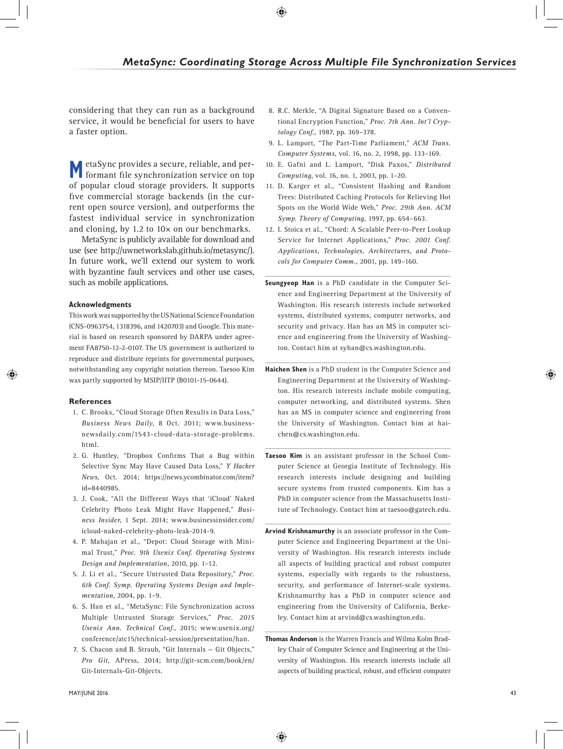considering that they can run as a background service, it would be beneficial for users to have a faster option.

MetaSync provides a secure, reliable, and performant file synchronization service on top of popular cloud storage providers. It supports five commercial storage backends (in the current open source version), and outperforms the fastest individual service in synchronization and cloning, by 1.2 to 10× on our benchmarks.

MetaSync is publicly available for download and use (see http://uwnetworkslab.github.io/metasync/). In future work, we'll extend our system to work with byzantine fault services and other use cases, such as mobile applications.

### Acknowledgments

This work was supported by the US National Science Foundation (CNS-0963754, 1318396, and 1420703) and Google. This material is based on research sponsored by DARPA under agreement FA8750-12-2-0107. The US government is authorized to reproduce and distribute reprints for governmental purposes, notwithstanding any copyright notation thereon. Taesoo Kim was partly supported by MSIP/IITP (B0101-15-0644).

### References

1. C. Brooks, "Cloud Storage Often Results in Data Loss," *Business News Daily*, 8 Oct. 2011; www.businessnewsdaily.com/1543-cloud-data-storage-problems.html.
2. G. Huntley, "Dropbox Confirms That a Bug within Selective Sync May Have Caused Data Loss," *Y Hacker News*, Oct. 2014; https://news.ycombinator.com/item?id=8440985.
3. J. Cook, "All the Different Ways that 'iCloud' Naked Celebrity Photo Leak Might Have Happened," *Business Insider*, 1 Sept. 2014; www.businessinsider.com/icloud-naked-celebrity-photo-leak-2014-9.
4. P. Mahajan et al., "Depot: Cloud Storage with Minimal Trust," *Proc. 9th Usenix Conf. Operating Systems Design and Implementation*, 2010, pp. 1–12.
5. J. Li et al., "Secure Untrusted Data Repository," *Proc. 6th Conf. Symp. Operating Systems Design and Implementation*, 2004, pp. 1–9.
6. S. Han et al., "MetaSync: File Synchronization across Multiple Untrusted Storage Services," *Proc. 2015 Usenix Ann. Technical Conf.*, 2015; www.usenix.org/conference/atc15/technical-session/presentation/han.
7. S. Chacon and B. Straub, "Git Internals — Git Objects," *Pro Git*, APress, 2014; http://git-scm.com/book/en/Git-Internals-Git-Objects.
8. R.C. Merkle, "A Digital Signature Based on a Conventional Encryption Function," *Proc. 7th Ann. Int'l Cryptology Conf.*, 1987, pp. 369–378.
9. L. Lamport, "The Part-Time Parliament," *ACM Trans. Computer Systems*, vol. 16, no. 2, 1998, pp. 133–169.
10. E. Gafni and L. Lamport, "Disk Paxos," *Distributed Computing*, vol. 16, no. 1, 2003, pp. 1–20.
11. D. Karger et al., "Consistent Hashing and Random Trees: Distributed Caching Protocols for Relieving Hot Spots on the World Wide Web," *Proc. 29th Ann. ACM Symp. Theory of Computing*, 1997, pp. 654–663.
12. I. Stoica et al., "Chord: A Scalable Peer-to-Peer Lookup Service for Internet Applications," *Proc. 2001 Conf. Applications, Technologies, Architectures, and Protocols for Computer Comm.*, 2001, pp. 149–160.

**Seungyeop Han** is a PhD candidate in the Computer Science and Engineering Department at the University of Washington. His research interests include networked systems, distributed systems, computer networks, and security and privacy. Han has an MS in computer science and engineering from the University of Washington. Contact him at syhan@cs.washington.edu.

**Haichen Shen** is a PhD student in the Computer Science and Engineering Department at the University of Washington. His research interests include mobile computing, computer networking, and distributed systems. Shen has an MS in computer science and engineering from the University of Washington. Contact him at haichen@cs.washington.edu.

**Taesoo Kim** is an assistant professor in the School Computer Science at Georgia Institute of Technology. His research interests include designing and building secure systems from trusted components. Kim has a PhD in computer science from the Massachusetts Institute of Technology. Contact him at taesoo@gatech.edu.

**Arvind Krishnamurthy** is an associate professor in the Computer Science and Engineering Department at the University of Washington. His research interests include all aspects of building practical and robust computer systems, especially with regards to the robustness, security, and performance of Internet-scale systems. Krishnamurthy has a PhD in computer science and engineering from the University of California, Berkeley. Contact him at arvind@cs.washington.edu.

**Thomas Anderson** is the Warren Francis and Wilma Kolm Bradley Chair of Computer Science and Engineering at the University of Washington. His research interests include all aspects of building practical, robust, and efficient computer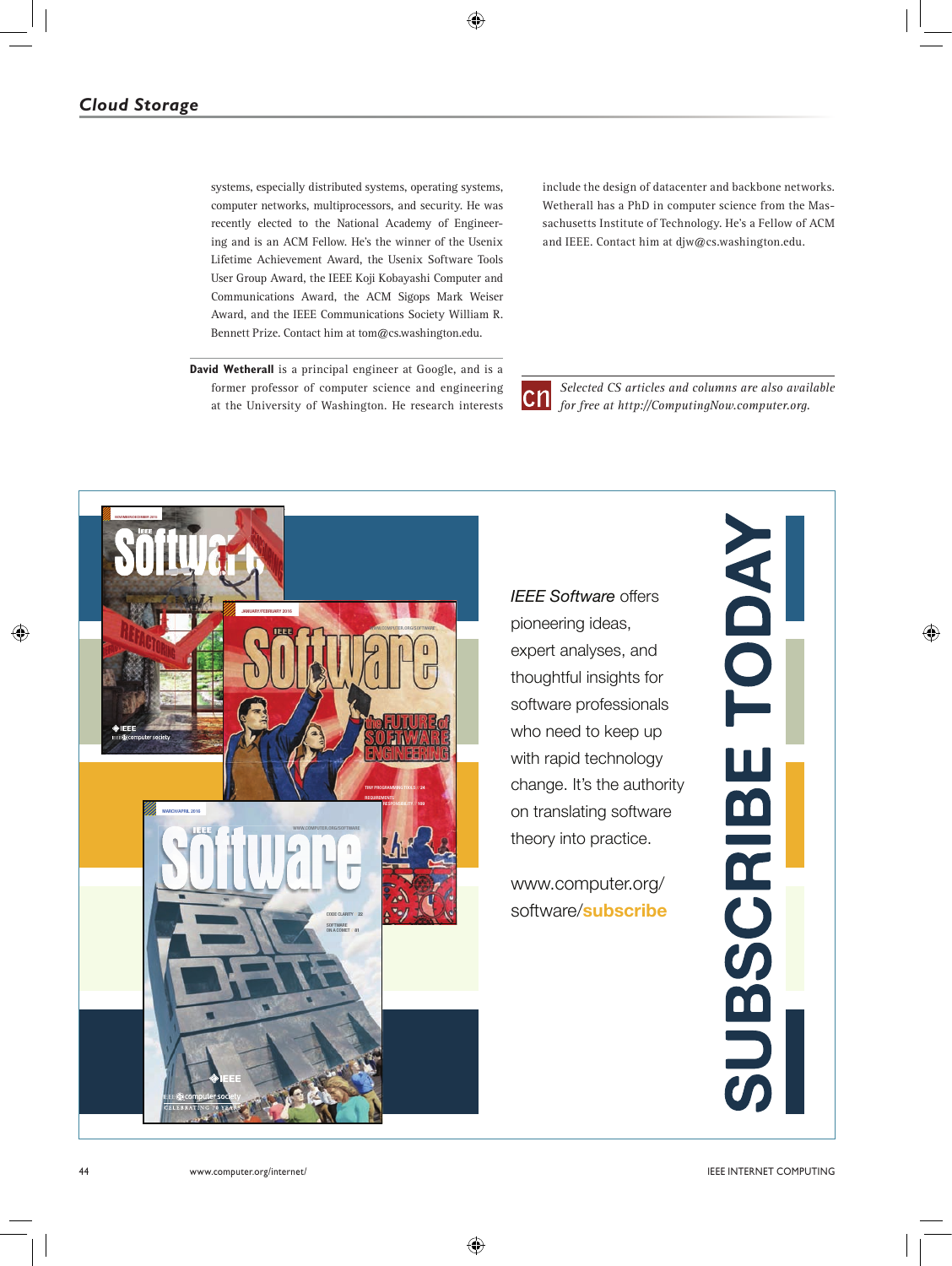systems, especially distributed systems, operating systems, computer networks, multiprocessors, and security. He was recently elected to the National Academy of Engineering and is an ACM Fellow. He's the winner of the Usenix Lifetime Achievement Award, the Usenix Software Tools User Group Award, the IEEE Koji Kobayashi Computer and Communications Award, the ACM Sigops Mark Weiser Award, and the IEEE Communications Society William R. Bennett Prize. Contact him at tom@cs.washington.edu.

**David Wetherall** is a principal engineer at Google, and is a former professor of computer science and engineering at the University of Washington. He research interests include the design of datacenter and backbone networks. Wetherall has a PhD in computer science from the Massachusetts Institute of Technology. He's a Fellow of ACM and IEEE. Contact him at djw@cs.washington.edu.

*Selected CS articles and columns are also available for free at http://ComputingNow.computer.org.*

*IEEE Software* offers pioneering ideas, expert analyses, and thoughtful insights for software professionals who need to keep up with rapid technology change. It's the authority on translating software theory into practice.

www.computer.org/software/subscribe

SUBSCRIBE TODAY